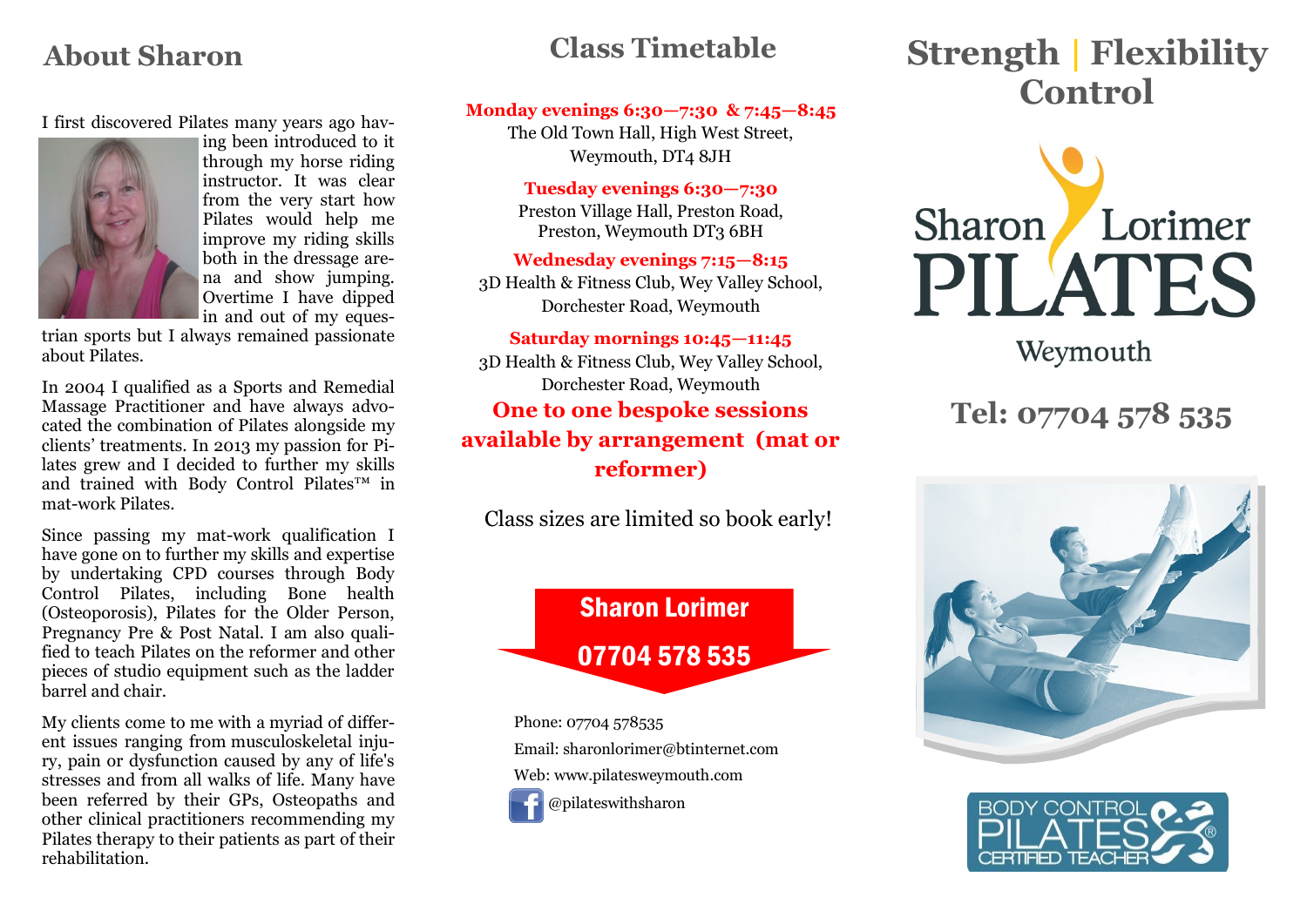## About Sharon

I first discovered Pilates many years ago having been introduced to it through my horse riding instructor. It was clear from the very start how Pilates would help me improve my riding skills both in the dressage arena and show jumping. Overtime I have dipped in and out of my equestrian sports but I always remained passionate about Pilates.

In 2004 I qualified as a Sports and Remedial Massage Practitioner and have always advocated the combination of Pilates alongside my clients' treatments. In 2013 my passion for Pilates grew and I decided to further my skills and trained with Body Control Pilates™ in mat-work Pilates.

Since passing my mat-work qualification I have gone on to further my skills and expertise by undertaking CPD courses through Body Control Pilates, including Bone health (Osteoporosis), Pilates for the Older Person, Pregnancy Pre & Post Natal. I am also qualified to teach Pilates on the reformer and other pieces of studio equipment such as the ladder barrel and chair.

My clients come to me with a myriad of different issues ranging from musculoskeletal injury, pain or dysfunction caused by any of life's stresses and from all walks of life. Many have been referred by their GPs, Osteopaths and other clinical practitioners recommending my Pilates therapy to their patients as part of their rehabilitation.

## Class Timetable

**Monday evenings 6:30—7:30 & 7:45—8:45**
The Old Town Hall, High West Street, Weymouth, DT4 8JH

**Tuesday evenings 6:30—7:30**
Preston Village Hall, Preston Road, Preston, Weymouth DT3 6BH

**Wednesday evenings 7:15—8:15**
3D Health & Fitness Club, Wey Valley School, Dorchester Road, Weymouth

**Saturday mornings 10:45—11:45**
3D Health & Fitness Club, Wey Valley School, Dorchester Road, Weymouth

**One to one bespoke sessions available by arrangement (mat or reformer)**

Class sizes are limited so book early!

**Sharon Lorimer**
**07704 578 535**

Phone: 07704 578535
Email: sharonlorimer@btinternet.com
Web: www.pilatesweymouth.com
@pilateswithsharon

## Strength | Flexibility Control

Sharon Lorimer PILATES Weymouth

**Tel: 07704 578 535**

BODY CONTROL PILATES® CERTIFIED TEACHER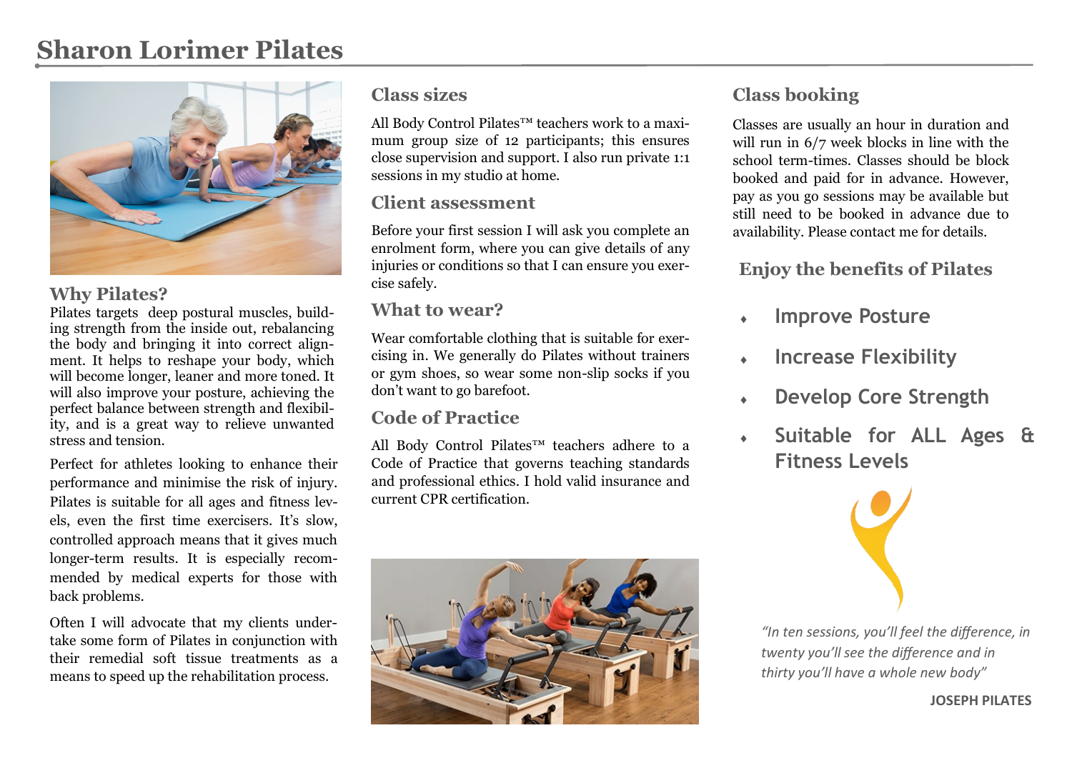# Sharon Lorimer Pilates

## Why Pilates?

Pilates targets deep postural muscles, building strength from the inside out, rebalancing the body and bringing it into correct alignment. It helps to reshape your body, which will become longer, leaner and more toned. It will also improve your posture, achieving the perfect balance between strength and flexibility, and is a great way to relieve unwanted stress and tension.

Perfect for athletes looking to enhance their performance and minimise the risk of injury. Pilates is suitable for all ages and fitness levels, even the first time exercisers. It's slow, controlled approach means that it gives much longer-term results. It is especially recommended by medical experts for those with back problems.

Often I will advocate that my clients undertake some form of Pilates in conjunction with their remedial soft tissue treatments as a means to speed up the rehabilitation process.

## Class sizes

All Body Control Pilates™ teachers work to a maximum group size of 12 participants; this ensures close supervision and support. I also run private 1:1 sessions in my studio at home.

## Client assessment

Before your first session I will ask you complete an enrolment form, where you can give details of any injuries or conditions so that I can ensure you exercise safely.

## What to wear?

Wear comfortable clothing that is suitable for exercising in. We generally do Pilates without trainers or gym shoes, so wear some non-slip socks if you don't want to go barefoot.

## Code of Practice

All Body Control Pilates™ teachers adhere to a Code of Practice that governs teaching standards and professional ethics. I hold valid insurance and current CPR certification.

## Class booking

Classes are usually an hour in duration and will run in 6/7 week blocks in line with the school term-times. Classes should be block booked and paid for in advance. However, pay as you go sessions may be available but still need to be booked in advance due to availability. Please contact me for details.

## Enjoy the benefits of Pilates

- **Improve Posture**
- **Increase Flexibility**
- **Develop Core Strength**
- **Suitable for ALL Ages & Fitness Levels**

*"In ten sessions, you'll feel the difference, in twenty you'll see the difference and in thirty you'll have a whole new body"*

**JOSEPH PILATES**